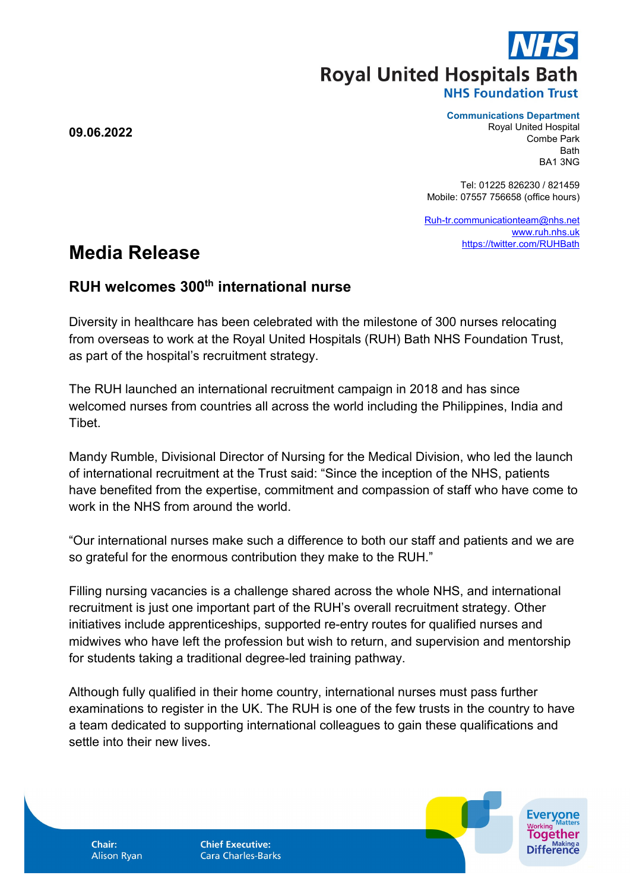**Royal United Hospitals Bath**
**NHS Foundation Trust**

**09.06.2022**

**Communications Department**
Royal United Hospital
Combe Park
Bath
BA1 3NG

Tel: 01225 826230 / 821459
Mobile: 07557 756658 (office hours)

Ruh-tr.communicationteam@nhs.net
www.ruh.nhs.uk
https://twitter.com/RUHBath

# Media Release

## RUH welcomes 300th international nurse

Diversity in healthcare has been celebrated with the milestone of 300 nurses relocating from overseas to work at the Royal United Hospitals (RUH) Bath NHS Foundation Trust, as part of the hospital's recruitment strategy.

The RUH launched an international recruitment campaign in 2018 and has since welcomed nurses from countries all across the world including the Philippines, India and Tibet.

Mandy Rumble, Divisional Director of Nursing for the Medical Division, who led the launch of international recruitment at the Trust said: "Since the inception of the NHS, patients have benefited from the expertise, commitment and compassion of staff who have come to work in the NHS from around the world.

"Our international nurses make such a difference to both our staff and patients and we are so grateful for the enormous contribution they make to the RUH."

Filling nursing vacancies is a challenge shared across the whole NHS, and international recruitment is just one important part of the RUH's overall recruitment strategy. Other initiatives include apprenticeships, supported re-entry routes for qualified nurses and midwives who have left the profession but wish to return, and supervision and mentorship for students taking a traditional degree-led training pathway.

Although fully qualified in their home country, international nurses must pass further examinations to register in the UK. The RUH is one of the few trusts in the country to have a team dedicated to supporting international colleagues to gain these qualifications and settle into their new lives.

**Chair:** Alison Ryan

**Chief Executive:** Cara Charles-Barks

Everyone Matters — Working Together — Making a Difference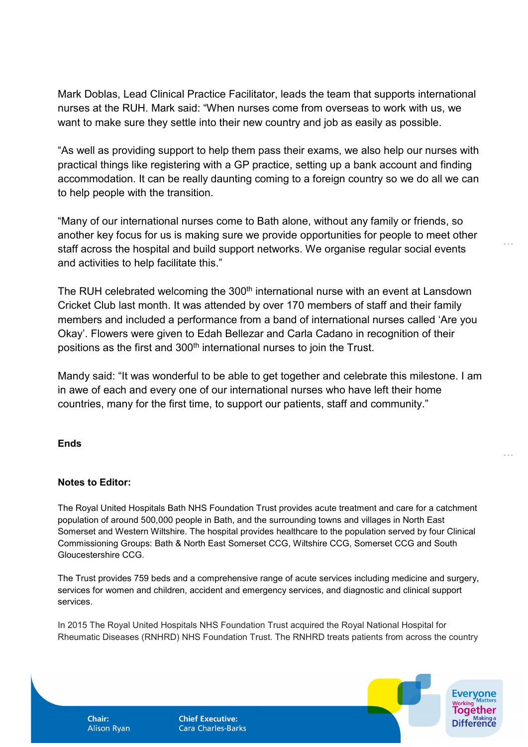Mark Doblas, Lead Clinical Practice Facilitator, leads the team that supports international nurses at the RUH. Mark said: "When nurses come from overseas to work with us, we want to make sure they settle into their new country and job as easily as possible.

"As well as providing support to help them pass their exams, we also help our nurses with practical things like registering with a GP practice, setting up a bank account and finding accommodation. It can be really daunting coming to a foreign country so we do all we can to help people with the transition.

"Many of our international nurses come to Bath alone, without any family or friends, so another key focus for us is making sure we provide opportunities for people to meet other staff across the hospital and build support networks. We organise regular social events and activities to help facilitate this."

The RUH celebrated welcoming the 300th international nurse with an event at Lansdown Cricket Club last month. It was attended by over 170 members of staff and their family members and included a performance from a band of international nurses called 'Are you Okay'. Flowers were given to Edah Bellezar and Carla Cadano in recognition of their positions as the first and 300th international nurses to join the Trust.

Mandy said: "It was wonderful to be able to get together and celebrate this milestone. I am in awe of each and every one of our international nurses who have left their home countries, many for the first time, to support our patients, staff and community."

**Ends**

**Notes to Editor:**

The Royal United Hospitals Bath NHS Foundation Trust provides acute treatment and care for a catchment population of around 500,000 people in Bath, and the surrounding towns and villages in North East Somerset and Western Wiltshire. The hospital provides healthcare to the population served by four Clinical Commissioning Groups: Bath & North East Somerset CCG, Wiltshire CCG, Somerset CCG and South Gloucestershire CCG.

The Trust provides 759 beds and a comprehensive range of acute services including medicine and surgery, services for women and children, accident and emergency services, and diagnostic and clinical support services.

In 2015 The Royal United Hospitals NHS Foundation Trust acquired the Royal National Hospital for Rheumatic Diseases (RNHRD) NHS Foundation Trust. The RNHRD treats patients from across the country

Chair: Alison Ryan

Chief Executive: Cara Charles-Barks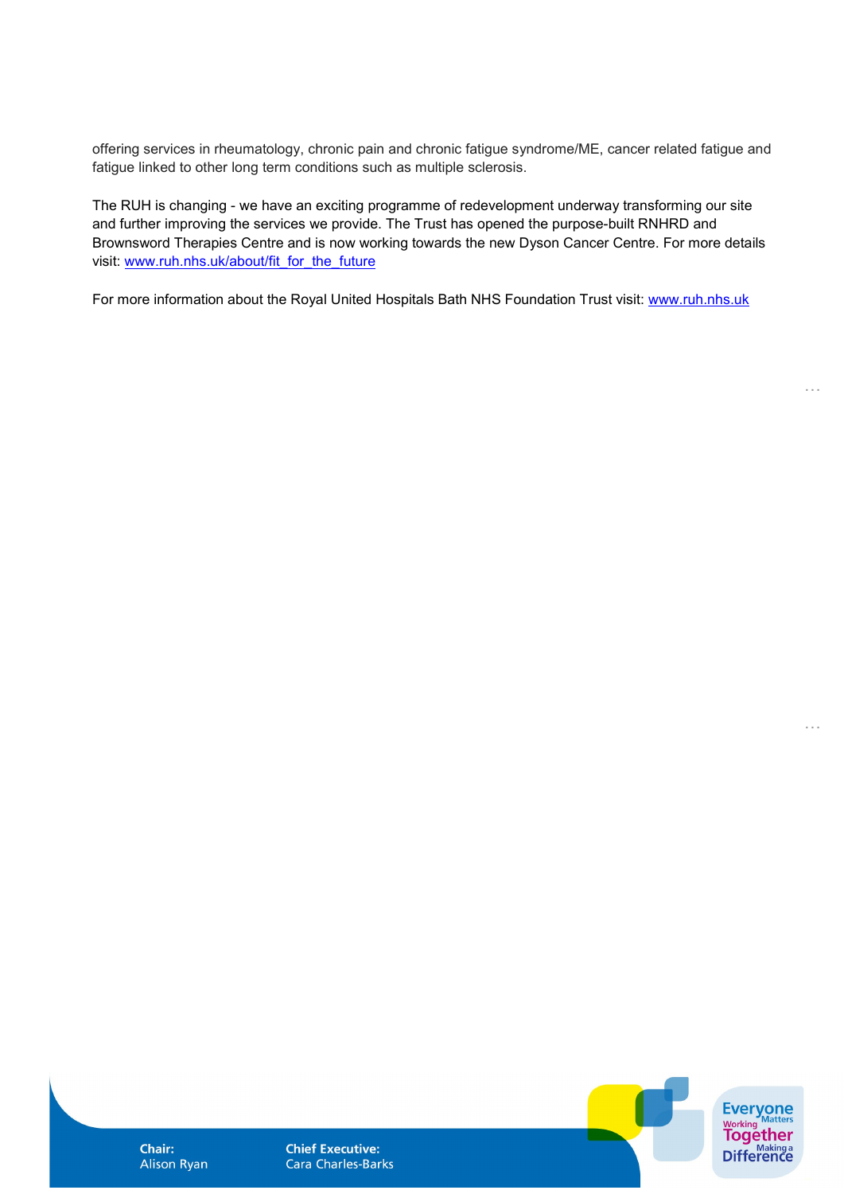offering services in rheumatology, chronic pain and chronic fatigue syndrome/ME, cancer related fatigue and fatigue linked to other long term conditions such as multiple sclerosis.

The RUH is changing - we have an exciting programme of redevelopment underway transforming our site and further improving the services we provide. The Trust has opened the purpose-built RNHRD and Brownsword Therapies Centre and is now working towards the new Dyson Cancer Centre. For more details visit: [www.ruh.nhs.uk/about/fit_for_the_future](www.ruh.nhs.uk/about/fit_for_the_future)

For more information about the Royal United Hospitals Bath NHS Foundation Trust visit: [www.ruh.nhs.uk](www.ruh.nhs.uk)